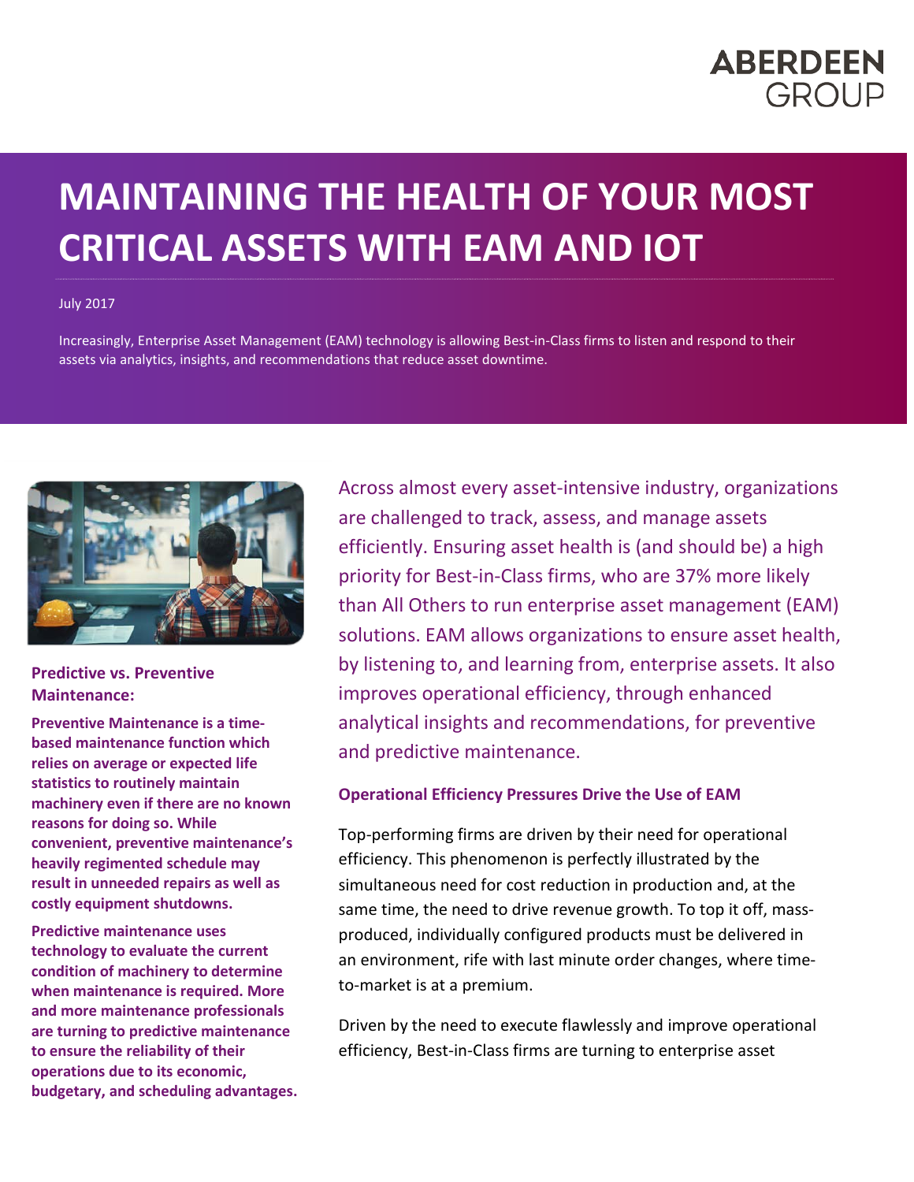ABERDEEN GROUP

# MAINTAINING THE HEALTH OF YOUR MOST CRITICAL ASSETS WITH EAM AND IOT

July 2017

Increasingly, Enterprise Asset Management (EAM) technology is allowing Best-in-Class firms to listen and respond to their assets via analytics, insights, and recommendations that reduce asset downtime.

Across almost every asset-intensive industry, organizations are challenged to track, assess, and manage assets efficiently. Ensuring asset health is (and should be) a high priority for Best-in-Class firms, who are 37% more likely than All Others to run enterprise asset management (EAM) solutions. EAM allows organizations to ensure asset health, by listening to, and learning from, enterprise assets. It also improves operational efficiency, through enhanced analytical insights and recommendations, for preventive and predictive maintenance.

### Operational Efficiency Pressures Drive the Use of EAM

Top-performing firms are driven by their need for operational efficiency. This phenomenon is perfectly illustrated by the simultaneous need for cost reduction in production and, at the same time, the need to drive revenue growth. To top it off, mass-produced, individually configured products must be delivered in an environment, rife with last minute order changes, where time-to-market is at a premium.

Driven by the need to execute flawlessly and improve operational efficiency, Best-in-Class firms are turning to enterprise asset

**Predictive vs. Preventive Maintenance:**

**Preventive Maintenance is a time-based maintenance function which relies on average or expected life statistics to routinely maintain machinery even if there are no known reasons for doing so. While convenient, preventive maintenance's heavily regimented schedule may result in unneeded repairs as well as costly equipment shutdowns.**

**Predictive maintenance uses technology to evaluate the current condition of machinery to determine when maintenance is required. More and more maintenance professionals are turning to predictive maintenance to ensure the reliability of their operations due to its economic, budgetary, and scheduling advantages.**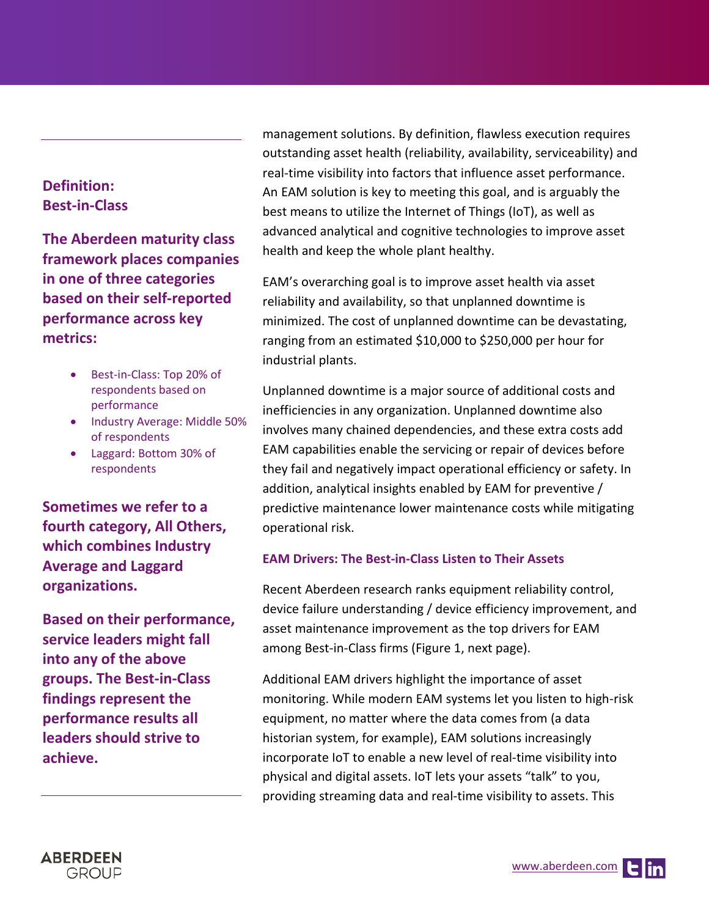### Definition: Best-in-Class

**The Aberdeen maturity class framework places companies in one of three categories based on their self-reported performance across key metrics:**

- Best-in-Class: Top 20% of respondents based on performance
- Industry Average: Middle 50% of respondents
- Laggard: Bottom 30% of respondents

**Sometimes we refer to a fourth category, All Others, which combines Industry Average and Laggard organizations.**

**Based on their performance, service leaders might fall into any of the above groups. The Best-in-Class findings represent the performance results all leaders should strive to achieve.**

management solutions. By definition, flawless execution requires outstanding asset health (reliability, availability, serviceability) and real-time visibility into factors that influence asset performance. An EAM solution is key to meeting this goal, and is arguably the best means to utilize the Internet of Things (IoT), as well as advanced analytical and cognitive technologies to improve asset health and keep the whole plant healthy.

EAM's overarching goal is to improve asset health via asset reliability and availability, so that unplanned downtime is minimized. The cost of unplanned downtime can be devastating, ranging from an estimated $10,000 to $250,000 per hour for industrial plants.

Unplanned downtime is a major source of additional costs and inefficiencies in any organization. Unplanned downtime also involves many chained dependencies, and these extra costs add EAM capabilities enable the servicing or repair of devices before they fail and negatively impact operational efficiency or safety. In addition, analytical insights enabled by EAM for preventive / predictive maintenance lower maintenance costs while mitigating operational risk.

### EAM Drivers: The Best-in-Class Listen to Their Assets

Recent Aberdeen research ranks equipment reliability control, device failure understanding / device efficiency improvement, and asset maintenance improvement as the top drivers for EAM among Best-in-Class firms (Figure 1, next page).

Additional EAM drivers highlight the importance of asset monitoring. While modern EAM systems let you listen to high-risk equipment, no matter where the data comes from (a data historian system, for example), EAM solutions increasingly incorporate IoT to enable a new level of real-time visibility into physical and digital assets. IoT lets your assets "talk" to you, providing streaming data and real-time visibility to assets. This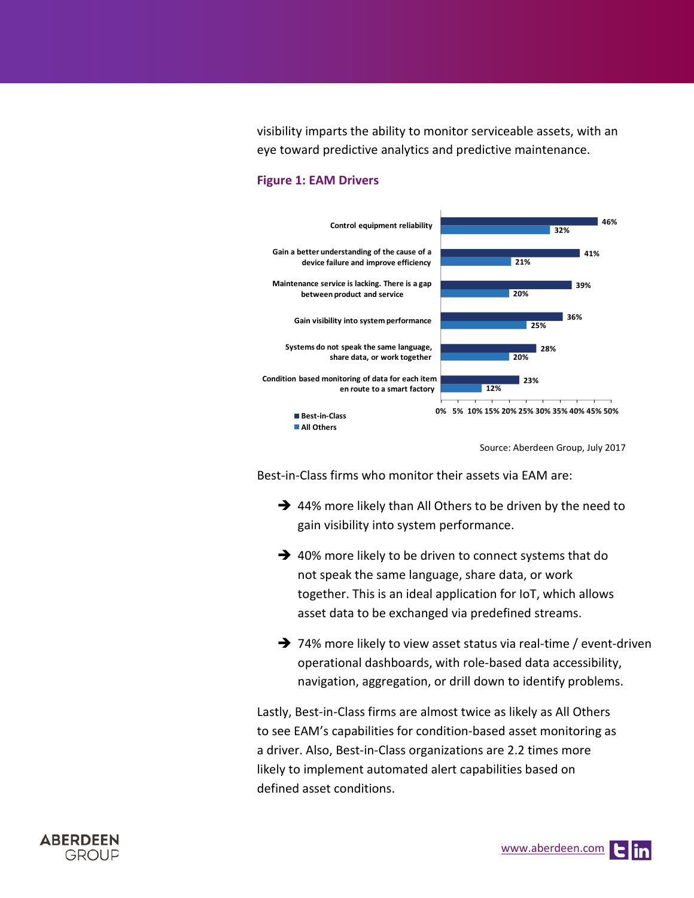visibility imparts the ability to monitor serviceable assets, with an eye toward predictive analytics and predictive maintenance.

### Figure 1: EAM Drivers

Control equipment reliability
46%
32%

Gain a better understanding of the cause of a device failure and improve efficiency
41%
21%

Maintenance service is lacking. There is a gap between product and service
39%
20%

Gain visibility into system performance
36%
25%

Systems do not speak the same language, share data, or work together
28%
20%

Condition based monitoring of data for each item en route to a smart factory
23%
12%

0% 5% 10% 15% 20% 25% 30% 35% 40% 45% 50%

Best-in-Class
All Others

Source: Aberdeen Group, July 2017

Best-in-Class firms who monitor their assets via EAM are:

- 44% more likely than All Others to be driven by the need to gain visibility into system performance.
- 40% more likely to be driven to connect systems that do not speak the same language, share data, or work together. This is an ideal application for IoT, which allows asset data to be exchanged via predefined streams.
- 74% more likely to view asset status via real-time / event-driven operational dashboards, with role-based data accessibility, navigation, aggregation, or drill down to identify problems.

Lastly, Best-in-Class firms are almost twice as likely as All Others to see EAM's capabilities for condition-based asset monitoring as a driver. Also, Best-in-Class organizations are 2.2 times more likely to implement automated alert capabilities based on defined asset conditions.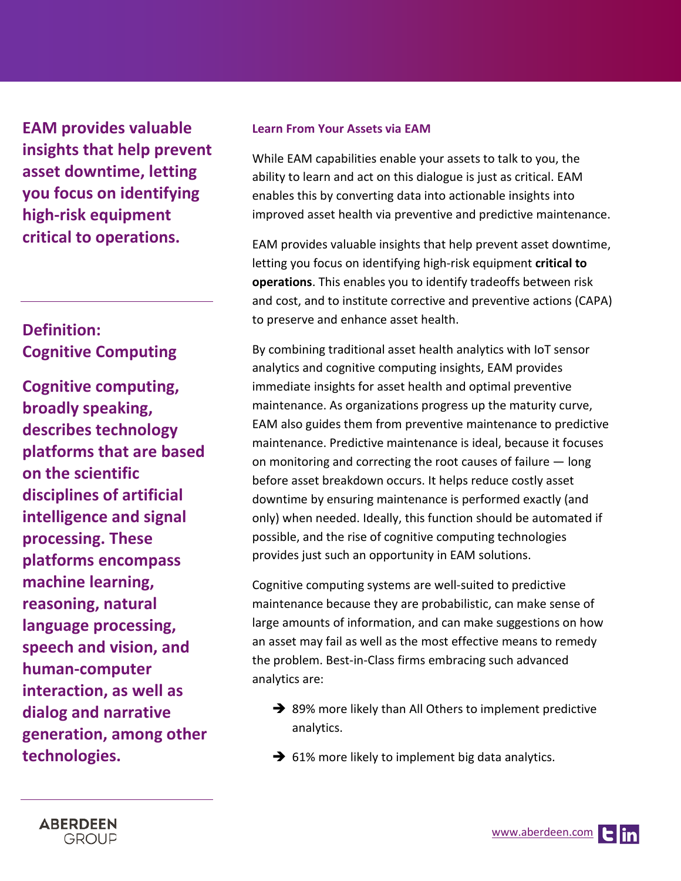**EAM provides valuable insights that help prevent asset downtime, letting you focus on identifying high-risk equipment critical to operations.**

---

**Definition: Cognitive Computing**

**Cognitive computing, broadly speaking, describes technology platforms that are based on the scientific disciplines of artificial intelligence and signal processing. These platforms encompass machine learning, reasoning, natural language processing, speech and vision, and human-computer interaction, as well as dialog and narrative generation, among other technologies.**

---

### Learn From Your Assets via EAM

While EAM capabilities enable your assets to talk to you, the ability to learn and act on this dialogue is just as critical. EAM enables this by converting data into actionable insights into improved asset health via preventive and predictive maintenance.

EAM provides valuable insights that help prevent asset downtime, letting you focus on identifying high-risk equipment **critical to operations**. This enables you to identify tradeoffs between risk and cost, and to institute corrective and preventive actions (CAPA) to preserve and enhance asset health.

By combining traditional asset health analytics with IoT sensor analytics and cognitive computing insights, EAM provides immediate insights for asset health and optimal preventive maintenance. As organizations progress up the maturity curve, EAM also guides them from preventive maintenance to predictive maintenance. Predictive maintenance is ideal, because it focuses on monitoring and correcting the root causes of failure — long before asset breakdown occurs. It helps reduce costly asset downtime by ensuring maintenance is performed exactly (and only) when needed. Ideally, this function should be automated if possible, and the rise of cognitive computing technologies provides just such an opportunity in EAM solutions.

Cognitive computing systems are well-suited to predictive maintenance because they are probabilistic, can make sense of large amounts of information, and can make suggestions on how an asset may fail as well as the most effective means to remedy the problem. Best-in-Class firms embracing such advanced analytics are:

- 89% more likely than All Others to implement predictive analytics.
- 61% more likely to implement big data analytics.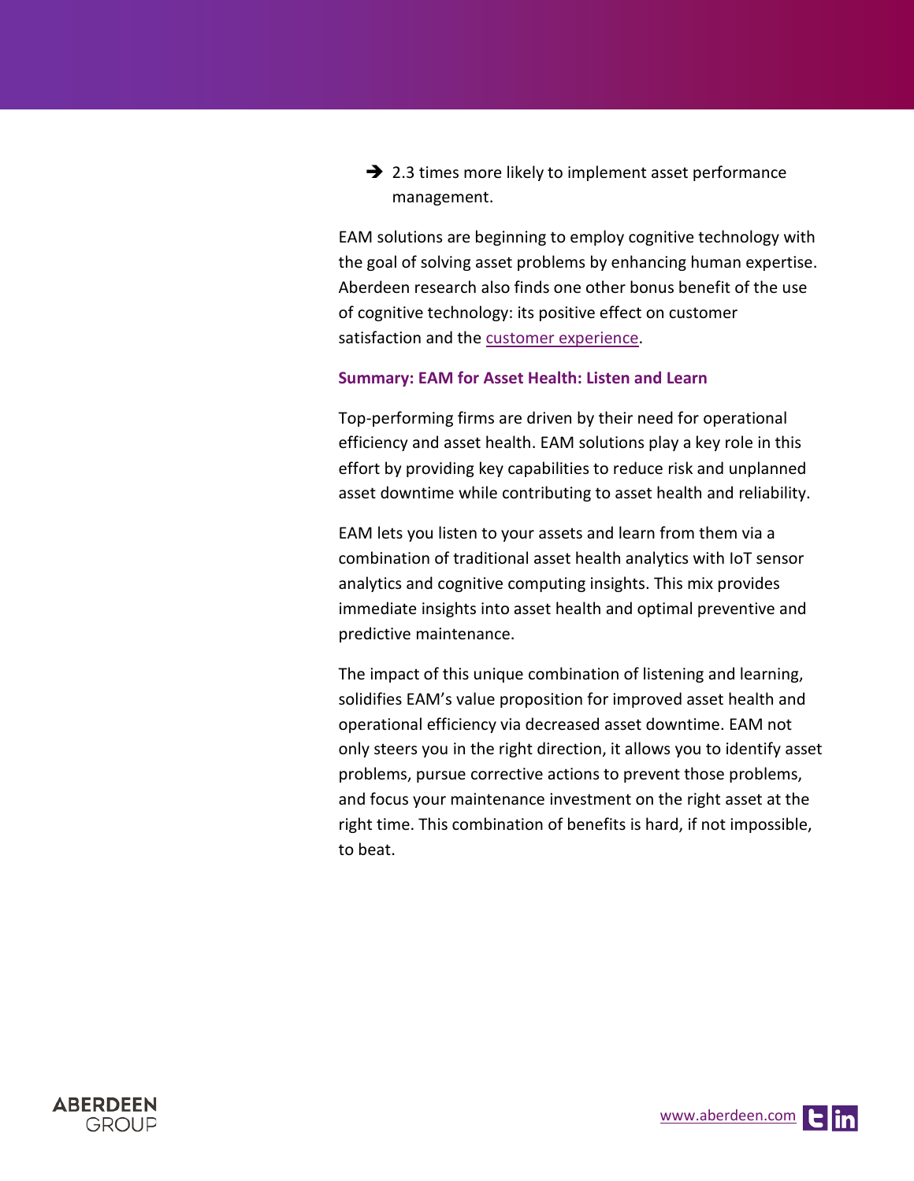- 2.3 times more likely to implement asset performance management.

EAM solutions are beginning to employ cognitive technology with the goal of solving asset problems by enhancing human expertise. Aberdeen research also finds one other bonus benefit of the use of cognitive technology: its positive effect on customer satisfaction and the customer experience.

### Summary: EAM for Asset Health: Listen and Learn

Top-performing firms are driven by their need for operational efficiency and asset health. EAM solutions play a key role in this effort by providing key capabilities to reduce risk and unplanned asset downtime while contributing to asset health and reliability.

EAM lets you listen to your assets and learn from them via a combination of traditional asset health analytics with IoT sensor analytics and cognitive computing insights. This mix provides immediate insights into asset health and optimal preventive and predictive maintenance.

The impact of this unique combination of listening and learning, solidifies EAM's value proposition for improved asset health and operational efficiency via decreased asset downtime. EAM not only steers you in the right direction, it allows you to identify asset problems, pursue corrective actions to prevent those problems, and focus your maintenance investment on the right asset at the right time. This combination of benefits is hard, if not impossible, to beat.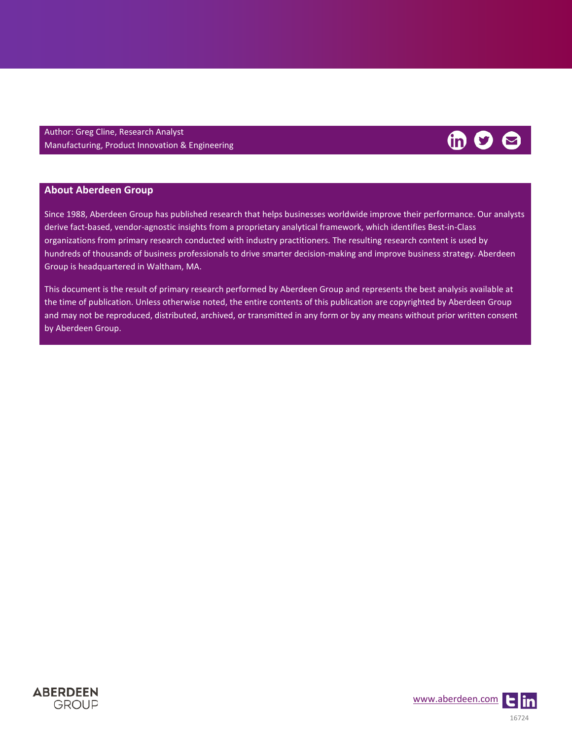Author: Greg Cline, Research Analyst
Manufacturing, Product Innovation & Engineering

## About Aberdeen Group

Since 1988, Aberdeen Group has published research that helps businesses worldwide improve their performance. Our analysts derive fact-based, vendor-agnostic insights from a proprietary analytical framework, which identifies Best-in-Class organizations from primary research conducted with industry practitioners. The resulting research content is used by hundreds of thousands of business professionals to drive smarter decision-making and improve business strategy. Aberdeen Group is headquartered in Waltham, MA.

This document is the result of primary research performed by Aberdeen Group and represents the best analysis available at the time of publication. Unless otherwise noted, the entire contents of this publication are copyrighted by Aberdeen Group and may not be reproduced, distributed, archived, or transmitted in any form or by any means without prior written consent by Aberdeen Group.

ABERDEEN GROUP

www.aberdeen.com

16724